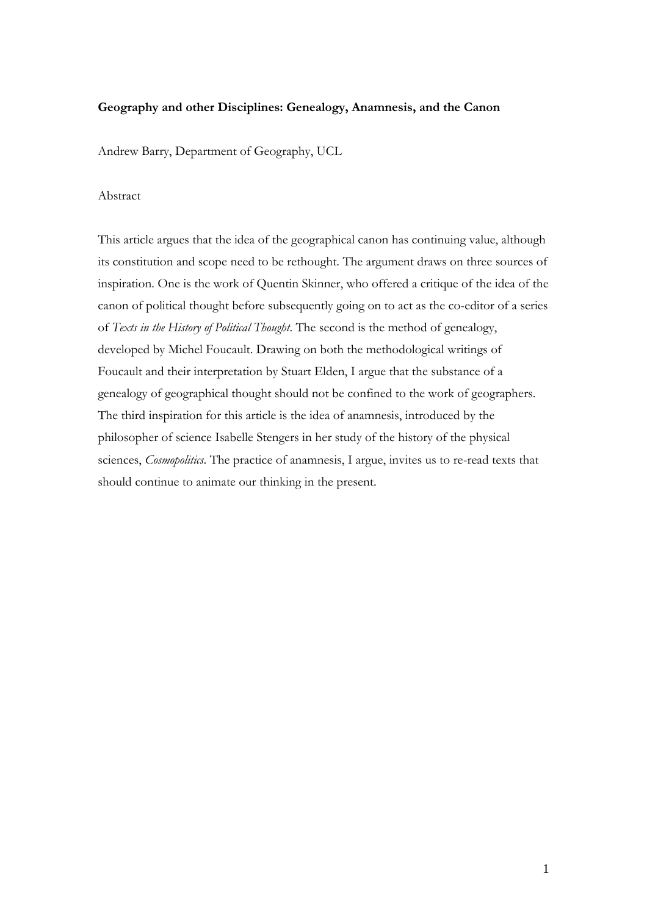**Geography and other Disciplines: Genealogy, Anamnesis, and the Canon**

Andrew Barry, Department of Geography, UCL

Abstract

This article argues that the idea of the geographical canon has continuing value, although its constitution and scope need to be rethought. The argument draws on three sources of inspiration. One is the work of Quentin Skinner, who offered a critique of the idea of the canon of political thought before subsequently going on to act as the co-editor of a series of *Texts in the History of Political Thought*. The second is the method of genealogy, developed by Michel Foucault. Drawing on both the methodological writings of Foucault and their interpretation by Stuart Elden, I argue that the substance of a genealogy of geographical thought should not be confined to the work of geographers. The third inspiration for this article is the idea of anamnesis, introduced by the philosopher of science Isabelle Stengers in her study of the history of the physical sciences, *Cosmopolitics*. The practice of anamnesis, I argue, invites us to re-read texts that should continue to animate our thinking in the present.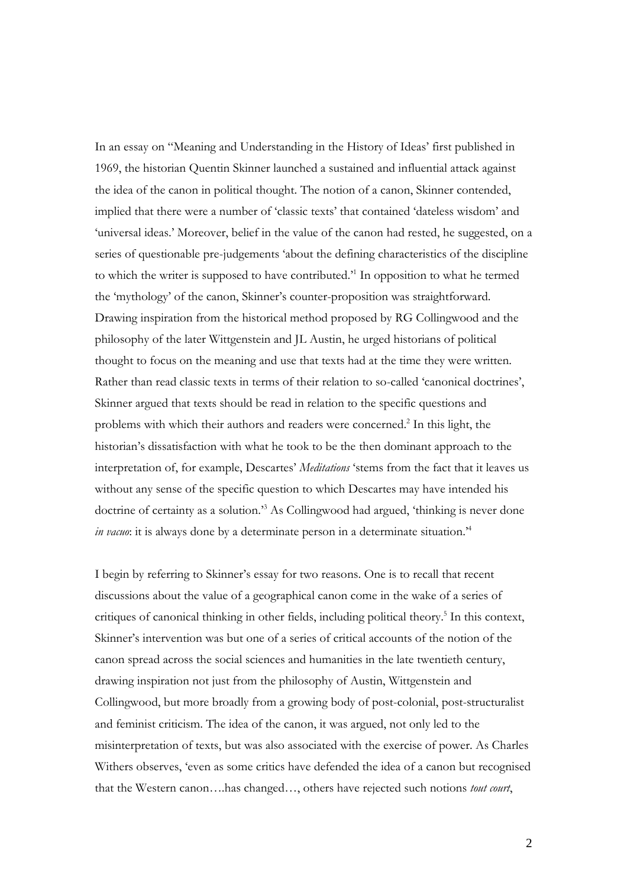In an essay on "Meaning and Understanding in the History of Ideas' first published in 1969, the historian Quentin Skinner launched a sustained and influential attack against the idea of the canon in political thought. The notion of a canon, Skinner contended, implied that there were a number of 'classic texts' that contained 'dateless wisdom' and 'universal ideas.' Moreover, belief in the value of the canon had rested, he suggested, on a series of questionable pre-judgements 'about the defining characteristics of the discipline to which the writer is supposed to have contributed.'[1] In opposition to what he termed the 'mythology' of the canon, Skinner's counter-proposition was straightforward. Drawing inspiration from the historical method proposed by RG Collingwood and the philosophy of the later Wittgenstein and JL Austin, he urged historians of political thought to focus on the meaning and use that texts had at the time they were written. Rather than read classic texts in terms of their relation to so-called 'canonical doctrines', Skinner argued that texts should be read in relation to the specific questions and problems with which their authors and readers were concerned.[2] In this light, the historian's dissatisfaction with what he took to be the then dominant approach to the interpretation of, for example, Descartes' *Meditations* 'stems from the fact that it leaves us without any sense of the specific question to which Descartes may have intended his doctrine of certainty as a solution.'[3] As Collingwood had argued, 'thinking is never done *in vacuo*: it is always done by a determinate person in a determinate situation.'[4]

I begin by referring to Skinner's essay for two reasons. One is to recall that recent discussions about the value of a geographical canon come in the wake of a series of critiques of canonical thinking in other fields, including political theory.[5] In this context, Skinner's intervention was but one of a series of critical accounts of the notion of the canon spread across the social sciences and humanities in the late twentieth century, drawing inspiration not just from the philosophy of Austin, Wittgenstein and Collingwood, but more broadly from a growing body of post-colonial, post-structuralist and feminist criticism. The idea of the canon, it was argued, not only led to the misinterpretation of texts, but was also associated with the exercise of power. As Charles Withers observes, 'even as some critics have defended the idea of a canon but recognised that the Western canon….has changed…, others have rejected such notions *tout court*,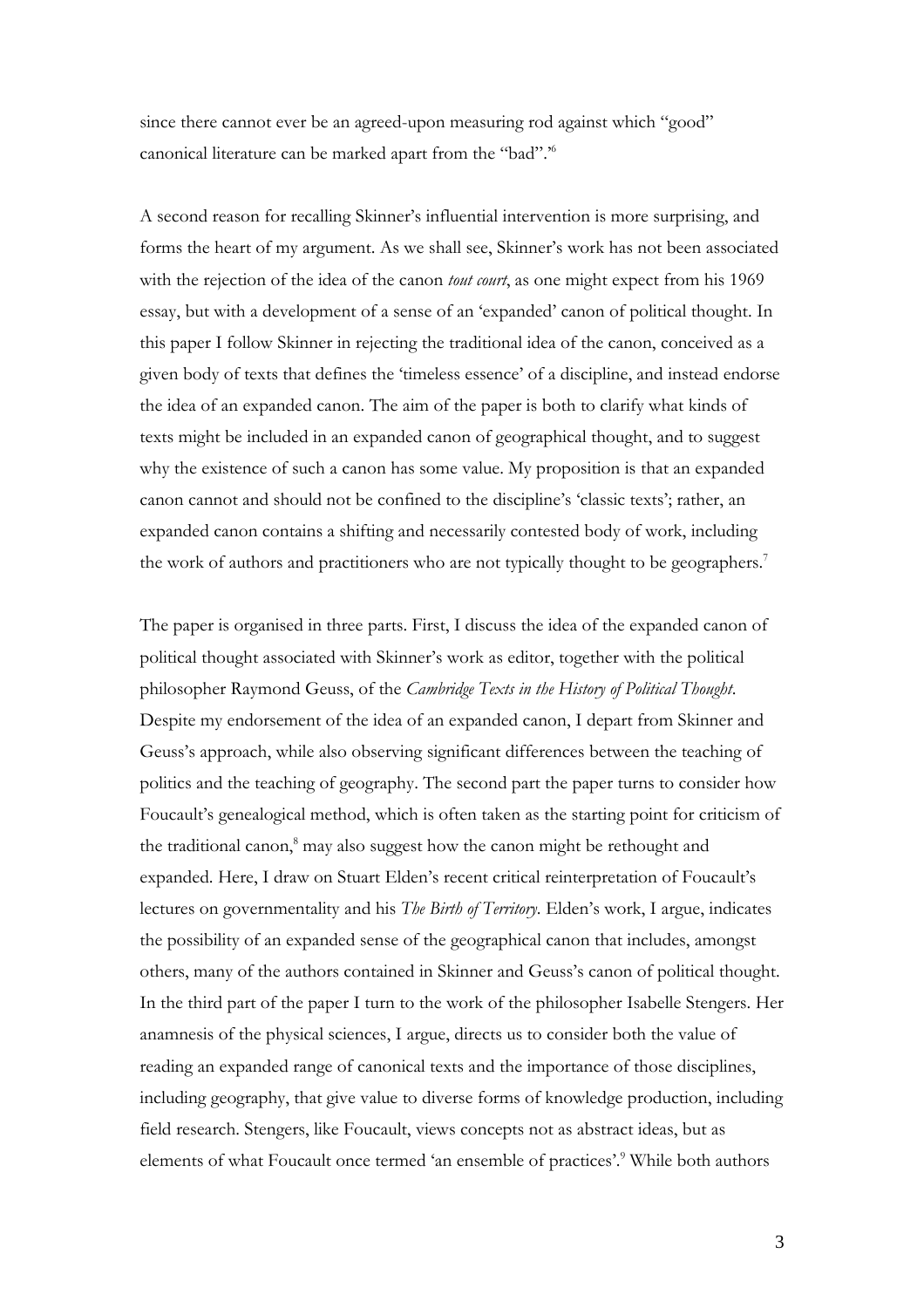since there cannot ever be an agreed-upon measuring rod against which "good" canonical literature can be marked apart from the "bad".[6]

A second reason for recalling Skinner's influential intervention is more surprising, and forms the heart of my argument. As we shall see, Skinner's work has not been associated with the rejection of the idea of the canon *tout court*, as one might expect from his 1969 essay, but with a development of a sense of an 'expanded' canon of political thought. In this paper I follow Skinner in rejecting the traditional idea of the canon, conceived as a given body of texts that defines the 'timeless essence' of a discipline, and instead endorse the idea of an expanded canon. The aim of the paper is both to clarify what kinds of texts might be included in an expanded canon of geographical thought, and to suggest why the existence of such a canon has some value. My proposition is that an expanded canon cannot and should not be confined to the discipline's 'classic texts'; rather, an expanded canon contains a shifting and necessarily contested body of work, including the work of authors and practitioners who are not typically thought to be geographers.[7]

The paper is organised in three parts. First, I discuss the idea of the expanded canon of political thought associated with Skinner's work as editor, together with the political philosopher Raymond Geuss, of the *Cambridge Texts in the History of Political Thought*. Despite my endorsement of the idea of an expanded canon, I depart from Skinner and Geuss's approach, while also observing significant differences between the teaching of politics and the teaching of geography. The second part the paper turns to consider how Foucault's genealogical method, which is often taken as the starting point for criticism of the traditional canon,[8] may also suggest how the canon might be rethought and expanded. Here, I draw on Stuart Elden's recent critical reinterpretation of Foucault's lectures on governmentality and his *The Birth of Territory*. Elden's work, I argue, indicates the possibility of an expanded sense of the geographical canon that includes, amongst others, many of the authors contained in Skinner and Geuss's canon of political thought. In the third part of the paper I turn to the work of the philosopher Isabelle Stengers. Her anamnesis of the physical sciences, I argue, directs us to consider both the value of reading an expanded range of canonical texts and the importance of those disciplines, including geography, that give value to diverse forms of knowledge production, including field research. Stengers, like Foucault, views concepts not as abstract ideas, but as elements of what Foucault once termed 'an ensemble of practices'.[9] While both authors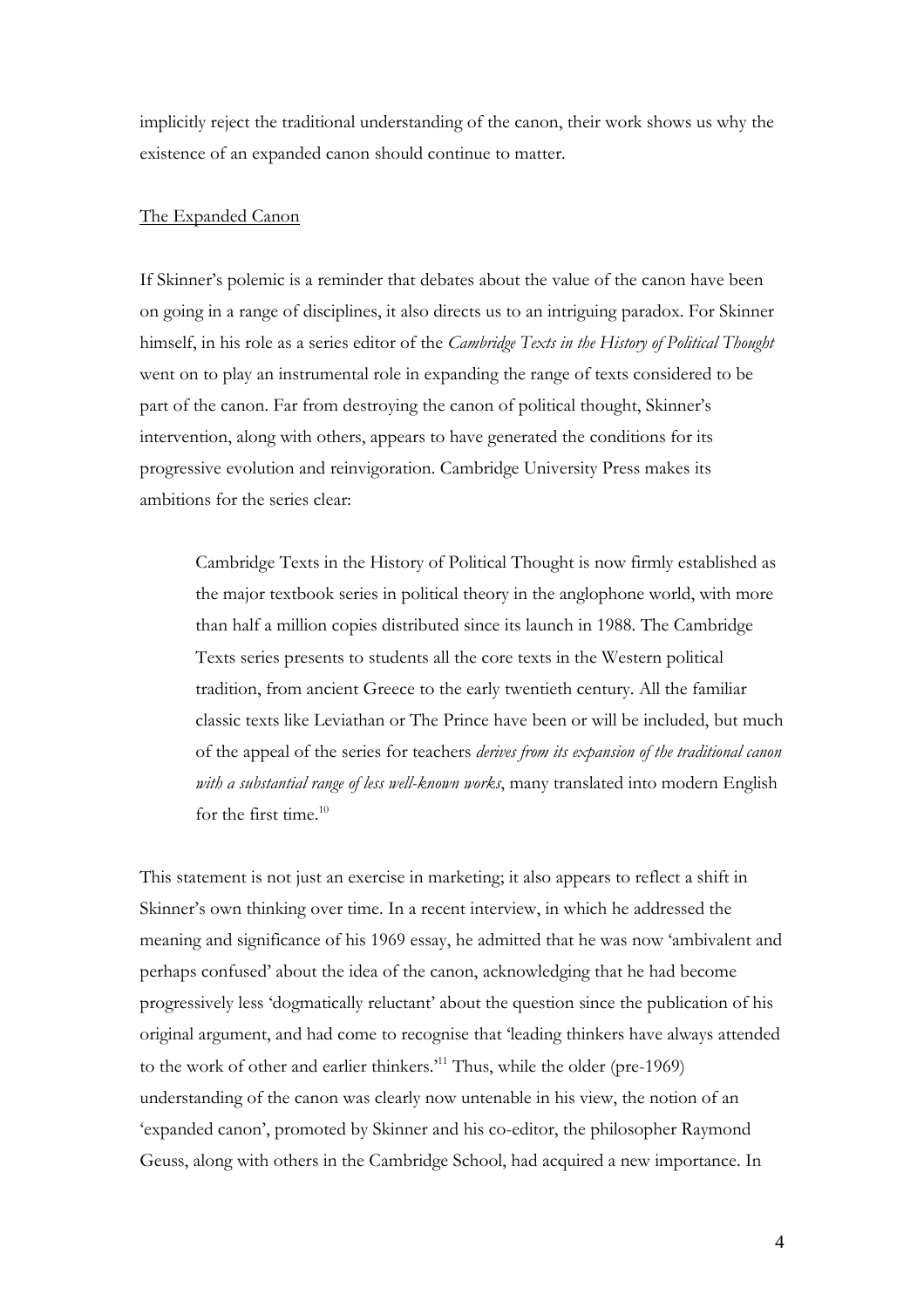implicitly reject the traditional understanding of the canon, their work shows us why the existence of an expanded canon should continue to matter.

<u>The Expanded Canon</u>

If Skinner's polemic is a reminder that debates about the value of the canon have been on going in a range of disciplines, it also directs us to an intriguing paradox. For Skinner himself, in his role as a series editor of the *Cambridge Texts in the History of Political Thought* went on to play an instrumental role in expanding the range of texts considered to be part of the canon. Far from destroying the canon of political thought, Skinner's intervention, along with others, appears to have generated the conditions for its progressive evolution and reinvigoration. Cambridge University Press makes its ambitions for the series clear:

> Cambridge Texts in the History of Political Thought is now firmly established as the major textbook series in political theory in the anglophone world, with more than half a million copies distributed since its launch in 1988. The Cambridge Texts series presents to students all the core texts in the Western political tradition, from ancient Greece to the early twentieth century. All the familiar classic texts like Leviathan or The Prince have been or will be included, but much of the appeal of the series for teachers *derives from its expansion of the traditional canon with a substantial range of less well-known works*, many translated into modern English for the first time.[10]

This statement is not just an exercise in marketing; it also appears to reflect a shift in Skinner's own thinking over time. In a recent interview, in which he addressed the meaning and significance of his 1969 essay, he admitted that he was now 'ambivalent and perhaps confused' about the idea of the canon, acknowledging that he had become progressively less 'dogmatically reluctant' about the question since the publication of his original argument, and had come to recognise that 'leading thinkers have always attended to the work of other and earlier thinkers.'[11] Thus, while the older (pre-1969) understanding of the canon was clearly now untenable in his view, the notion of an 'expanded canon', promoted by Skinner and his co-editor, the philosopher Raymond Geuss, along with others in the Cambridge School, had acquired a new importance. In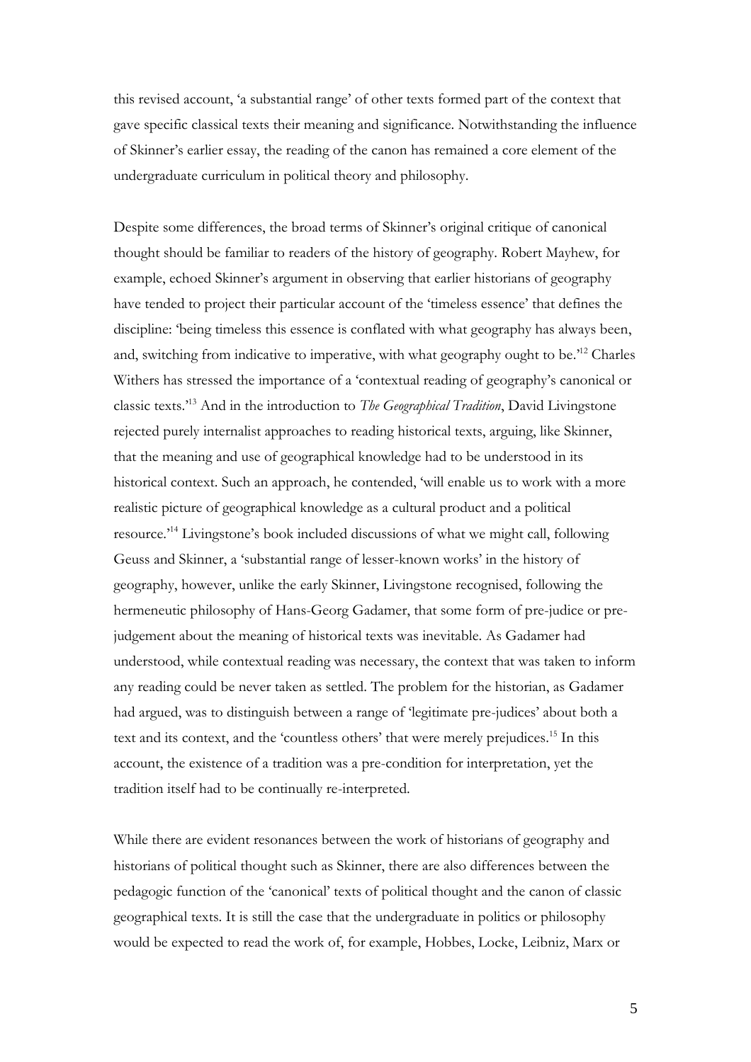this revised account, 'a substantial range' of other texts formed part of the context that gave specific classical texts their meaning and significance. Notwithstanding the influence of Skinner's earlier essay, the reading of the canon has remained a core element of the undergraduate curriculum in political theory and philosophy.

Despite some differences, the broad terms of Skinner's original critique of canonical thought should be familiar to readers of the history of geography. Robert Mayhew, for example, echoed Skinner's argument in observing that earlier historians of geography have tended to project their particular account of the 'timeless essence' that defines the discipline: 'being timeless this essence is conflated with what geography has always been, and, switching from indicative to imperative, with what geography ought to be.'[12] Charles Withers has stressed the importance of a 'contextual reading of geography's canonical or classic texts.'[13] And in the introduction to *The Geographical Tradition*, David Livingstone rejected purely internalist approaches to reading historical texts, arguing, like Skinner, that the meaning and use of geographical knowledge had to be understood in its historical context. Such an approach, he contended, 'will enable us to work with a more realistic picture of geographical knowledge as a cultural product and a political resource.'[14] Livingstone's book included discussions of what we might call, following Geuss and Skinner, a 'substantial range of lesser-known works' in the history of geography, however, unlike the early Skinner, Livingstone recognised, following the hermeneutic philosophy of Hans-Georg Gadamer, that some form of pre-judice or pre-judgement about the meaning of historical texts was inevitable. As Gadamer had understood, while contextual reading was necessary, the context that was taken to inform any reading could be never taken as settled. The problem for the historian, as Gadamer had argued, was to distinguish between a range of 'legitimate pre-judices' about both a text and its context, and the 'countless others' that were merely prejudices.[15] In this account, the existence of a tradition was a pre-condition for interpretation, yet the tradition itself had to be continually re-interpreted.

While there are evident resonances between the work of historians of geography and historians of political thought such as Skinner, there are also differences between the pedagogic function of the 'canonical' texts of political thought and the canon of classic geographical texts. It is still the case that the undergraduate in politics or philosophy would be expected to read the work of, for example, Hobbes, Locke, Leibniz, Marx or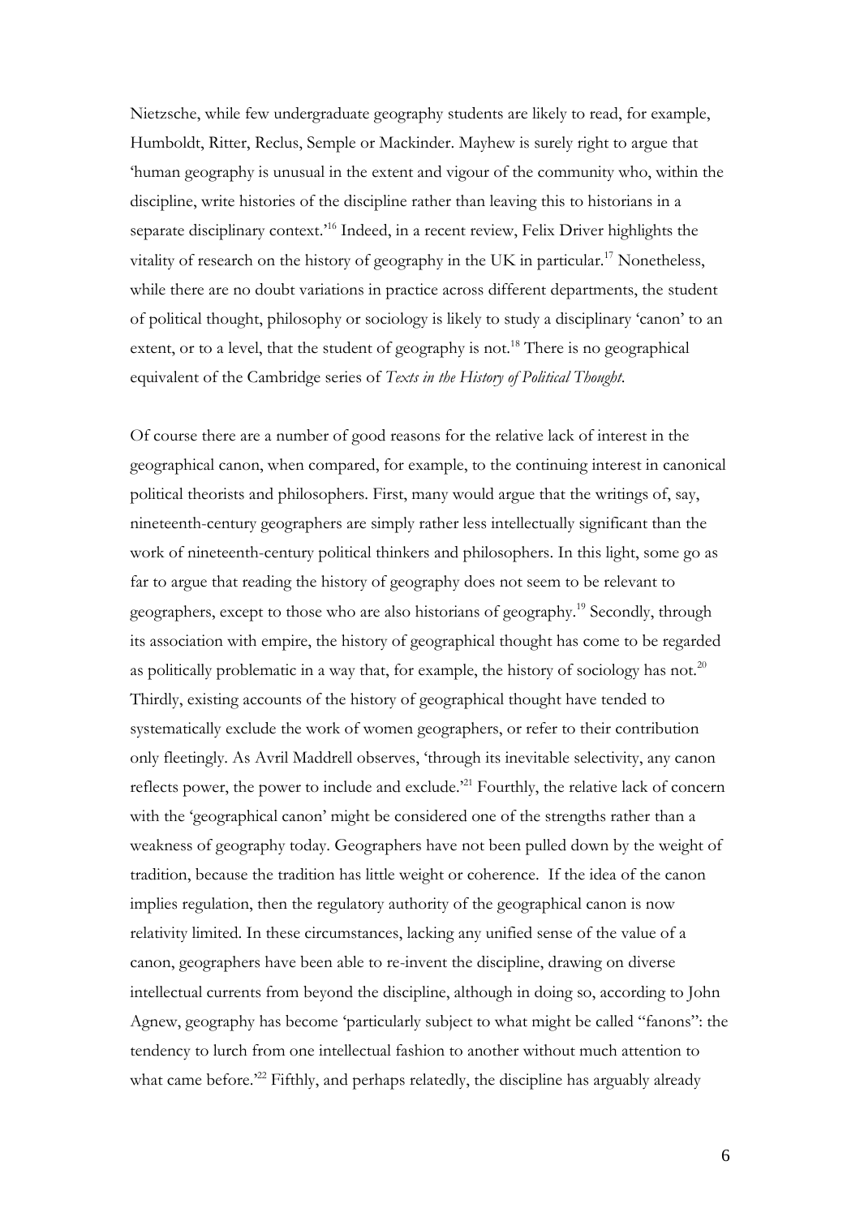Nietzsche, while few undergraduate geography students are likely to read, for example, Humboldt, Ritter, Reclus, Semple or Mackinder. Mayhew is surely right to argue that 'human geography is unusual in the extent and vigour of the community who, within the discipline, write histories of the discipline rather than leaving this to historians in a separate disciplinary context.'[16] Indeed, in a recent review, Felix Driver highlights the vitality of research on the history of geography in the UK in particular.[17] Nonetheless, while there are no doubt variations in practice across different departments, the student of political thought, philosophy or sociology is likely to study a disciplinary 'canon' to an extent, or to a level, that the student of geography is not.[18] There is no geographical equivalent of the Cambridge series of *Texts in the History of Political Thought*.

Of course there are a number of good reasons for the relative lack of interest in the geographical canon, when compared, for example, to the continuing interest in canonical political theorists and philosophers. First, many would argue that the writings of, say, nineteenth-century geographers are simply rather less intellectually significant than the work of nineteenth-century political thinkers and philosophers. In this light, some go as far to argue that reading the history of geography does not seem to be relevant to geographers, except to those who are also historians of geography.[19] Secondly, through its association with empire, the history of geographical thought has come to be regarded as politically problematic in a way that, for example, the history of sociology has not.[20] Thirdly, existing accounts of the history of geographical thought have tended to systematically exclude the work of women geographers, or refer to their contribution only fleetingly. As Avril Maddrell observes, 'through its inevitable selectivity, any canon reflects power, the power to include and exclude.'[21] Fourthly, the relative lack of concern with the 'geographical canon' might be considered one of the strengths rather than a weakness of geography today. Geographers have not been pulled down by the weight of tradition, because the tradition has little weight or coherence. If the idea of the canon implies regulation, then the regulatory authority of the geographical canon is now relativity limited. In these circumstances, lacking any unified sense of the value of a canon, geographers have been able to re-invent the discipline, drawing on diverse intellectual currents from beyond the discipline, although in doing so, according to John Agnew, geography has become 'particularly subject to what might be called "fanons": the tendency to lurch from one intellectual fashion to another without much attention to what came before.'[22] Fifthly, and perhaps relatedly, the discipline has arguably already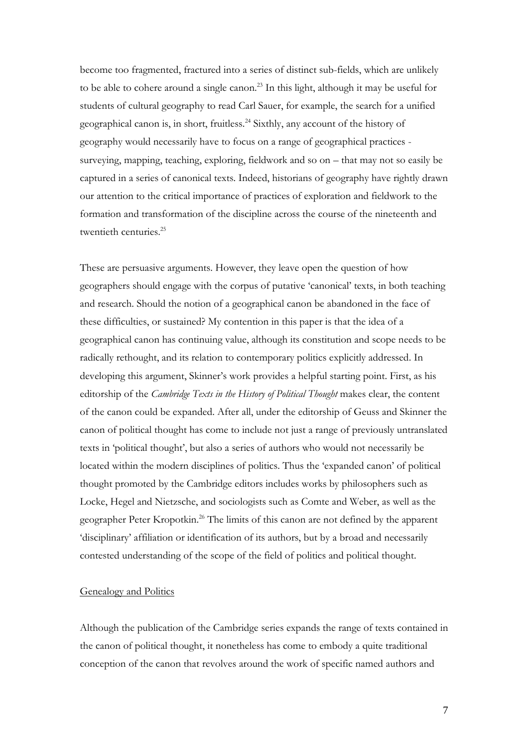become too fragmented, fractured into a series of distinct sub-fields, which are unlikely to be able to cohere around a single canon.[23] In this light, although it may be useful for students of cultural geography to read Carl Sauer, for example, the search for a unified geographical canon is, in short, fruitless.[24] Sixthly, any account of the history of geography would necessarily have to focus on a range of geographical practices - surveying, mapping, teaching, exploring, fieldwork and so on – that may not so easily be captured in a series of canonical texts. Indeed, historians of geography have rightly drawn our attention to the critical importance of practices of exploration and fieldwork to the formation and transformation of the discipline across the course of the nineteenth and twentieth centuries.[25]

These are persuasive arguments. However, they leave open the question of how geographers should engage with the corpus of putative 'canonical' texts, in both teaching and research. Should the notion of a geographical canon be abandoned in the face of these difficulties, or sustained? My contention in this paper is that the idea of a geographical canon has continuing value, although its constitution and scope needs to be radically rethought, and its relation to contemporary politics explicitly addressed. In developing this argument, Skinner's work provides a helpful starting point. First, as his editorship of the *Cambridge Texts in the History of Political Thought* makes clear, the content of the canon could be expanded. After all, under the editorship of Geuss and Skinner the canon of political thought has come to include not just a range of previously untranslated texts in 'political thought', but also a series of authors who would not necessarily be located within the modern disciplines of politics. Thus the 'expanded canon' of political thought promoted by the Cambridge editors includes works by philosophers such as Locke, Hegel and Nietzsche, and sociologists such as Comte and Weber, as well as the geographer Peter Kropotkin.[26] The limits of this canon are not defined by the apparent 'disciplinary' affiliation or identification of its authors, but by a broad and necessarily contested understanding of the scope of the field of politics and political thought.

## Genealogy and Politics

Although the publication of the Cambridge series expands the range of texts contained in the canon of political thought, it nonetheless has come to embody a quite traditional conception of the canon that revolves around the work of specific named authors and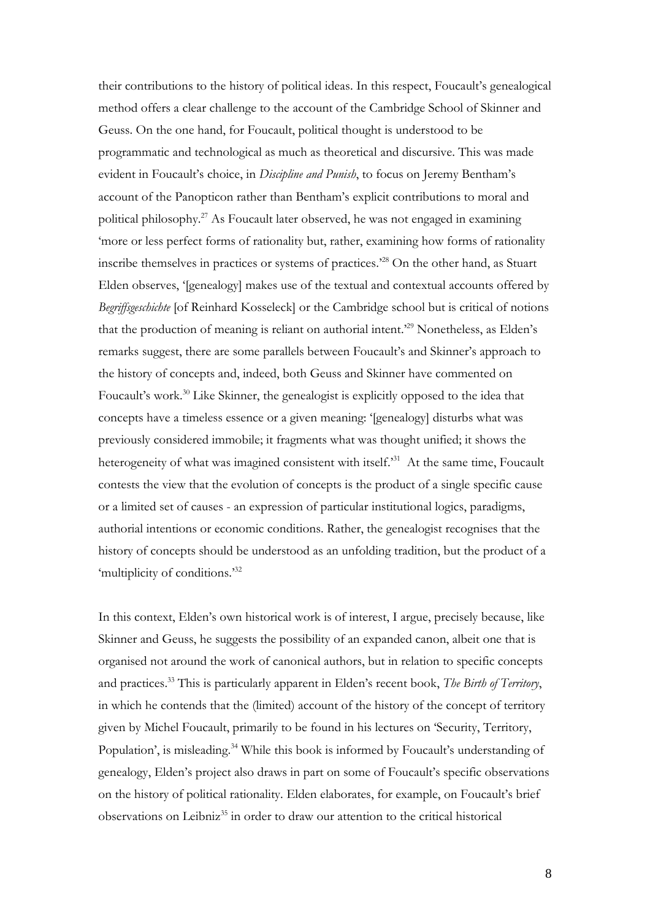their contributions to the history of political ideas. In this respect, Foucault's genealogical method offers a clear challenge to the account of the Cambridge School of Skinner and Geuss. On the one hand, for Foucault, political thought is understood to be programmatic and technological as much as theoretical and discursive. This was made evident in Foucault's choice, in *Discipline and Punish*, to focus on Jeremy Bentham's account of the Panopticon rather than Bentham's explicit contributions to moral and political philosophy.[27] As Foucault later observed, he was not engaged in examining 'more or less perfect forms of rationality but, rather, examining how forms of rationality inscribe themselves in practices or systems of practices.'[28] On the other hand, as Stuart Elden observes, '[genealogy] makes use of the textual and contextual accounts offered by *Begriffsgeschichte* [of Reinhard Kosseleck] or the Cambridge school but is critical of notions that the production of meaning is reliant on authorial intent.'[29] Nonetheless, as Elden's remarks suggest, there are some parallels between Foucault's and Skinner's approach to the history of concepts and, indeed, both Geuss and Skinner have commented on Foucault's work.[30] Like Skinner, the genealogist is explicitly opposed to the idea that concepts have a timeless essence or a given meaning: '[genealogy] disturbs what was previously considered immobile; it fragments what was thought unified; it shows the heterogeneity of what was imagined consistent with itself.'[31] At the same time, Foucault contests the view that the evolution of concepts is the product of a single specific cause or a limited set of causes - an expression of particular institutional logics, paradigms, authorial intentions or economic conditions. Rather, the genealogist recognises that the history of concepts should be understood as an unfolding tradition, but the product of a 'multiplicity of conditions.'[32]

In this context, Elden's own historical work is of interest, I argue, precisely because, like Skinner and Geuss, he suggests the possibility of an expanded canon, albeit one that is organised not around the work of canonical authors, but in relation to specific concepts and practices.[33] This is particularly apparent in Elden's recent book, *The Birth of Territory*, in which he contends that the (limited) account of the history of the concept of territory given by Michel Foucault, primarily to be found in his lectures on 'Security, Territory, Population', is misleading.[34] While this book is informed by Foucault's understanding of genealogy, Elden's project also draws in part on some of Foucault's specific observations on the history of political rationality. Elden elaborates, for example, on Foucault's brief observations on Leibniz[35] in order to draw our attention to the critical historical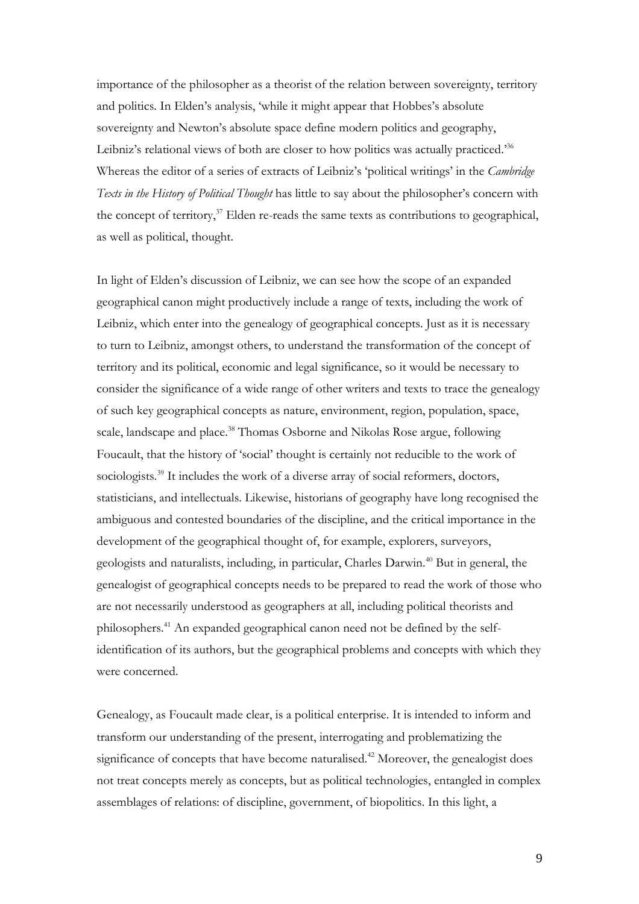importance of the philosopher as a theorist of the relation between sovereignty, territory and politics. In Elden's analysis, 'while it might appear that Hobbes's absolute sovereignty and Newton's absolute space define modern politics and geography, Leibniz's relational views of both are closer to how politics was actually practiced.'[36] Whereas the editor of a series of extracts of Leibniz's 'political writings' in the *Cambridge Texts in the History of Political Thought* has little to say about the philosopher's concern with the concept of territory,[37] Elden re-reads the same texts as contributions to geographical, as well as political, thought.

In light of Elden's discussion of Leibniz, we can see how the scope of an expanded geographical canon might productively include a range of texts, including the work of Leibniz, which enter into the genealogy of geographical concepts. Just as it is necessary to turn to Leibniz, amongst others, to understand the transformation of the concept of territory and its political, economic and legal significance, so it would be necessary to consider the significance of a wide range of other writers and texts to trace the genealogy of such key geographical concepts as nature, environment, region, population, space, scale, landscape and place.[38] Thomas Osborne and Nikolas Rose argue, following Foucault, that the history of 'social' thought is certainly not reducible to the work of sociologists.[39] It includes the work of a diverse array of social reformers, doctors, statisticians, and intellectuals. Likewise, historians of geography have long recognised the ambiguous and contested boundaries of the discipline, and the critical importance in the development of the geographical thought of, for example, explorers, surveyors, geologists and naturalists, including, in particular, Charles Darwin.[40] But in general, the genealogist of geographical concepts needs to be prepared to read the work of those who are not necessarily understood as geographers at all, including political theorists and philosophers.[41] An expanded geographical canon need not be defined by the self-identification of its authors, but the geographical problems and concepts with which they were concerned.

Genealogy, as Foucault made clear, is a political enterprise. It is intended to inform and transform our understanding of the present, interrogating and problematizing the significance of concepts that have become naturalised.[42] Moreover, the genealogist does not treat concepts merely as concepts, but as political technologies, entangled in complex assemblages of relations: of discipline, government, of biopolitics. In this light, a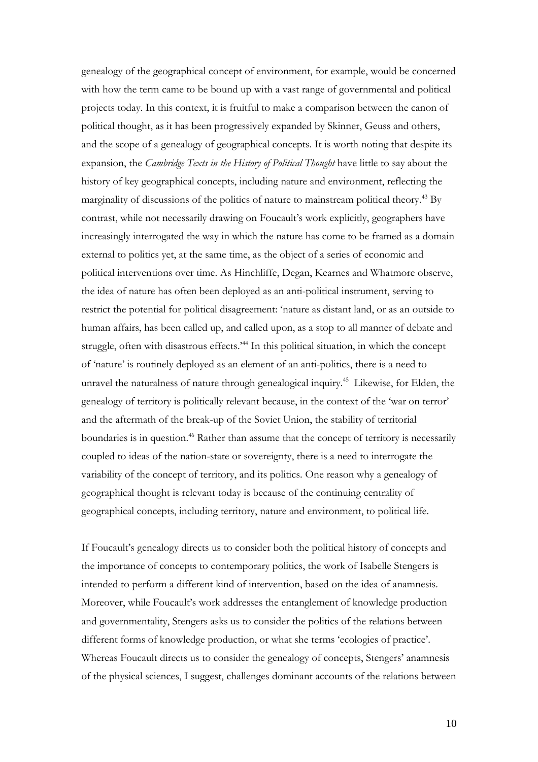genealogy of the geographical concept of environment, for example, would be concerned with how the term came to be bound up with a vast range of governmental and political projects today. In this context, it is fruitful to make a comparison between the canon of political thought, as it has been progressively expanded by Skinner, Geuss and others, and the scope of a genealogy of geographical concepts. It is worth noting that despite its expansion, the *Cambridge Texts in the History of Political Thought* have little to say about the history of key geographical concepts, including nature and environment, reflecting the marginality of discussions of the politics of nature to mainstream political theory.[43] By contrast, while not necessarily drawing on Foucault's work explicitly, geographers have increasingly interrogated the way in which the nature has come to be framed as a domain external to politics yet, at the same time, as the object of a series of economic and political interventions over time. As Hinchliffe, Degan, Kearnes and Whatmore observe, the idea of nature has often been deployed as an anti-political instrument, serving to restrict the potential for political disagreement: 'nature as distant land, or as an outside to human affairs, has been called up, and called upon, as a stop to all manner of debate and struggle, often with disastrous effects.'[44] In this political situation, in which the concept of 'nature' is routinely deployed as an element of an anti-politics, there is a need to unravel the naturalness of nature through genealogical inquiry.[45] Likewise, for Elden, the genealogy of territory is politically relevant because, in the context of the 'war on terror' and the aftermath of the break-up of the Soviet Union, the stability of territorial boundaries is in question.[46] Rather than assume that the concept of territory is necessarily coupled to ideas of the nation-state or sovereignty, there is a need to interrogate the variability of the concept of territory, and its politics. One reason why a genealogy of geographical thought is relevant today is because of the continuing centrality of geographical concepts, including territory, nature and environment, to political life.

If Foucault's genealogy directs us to consider both the political history of concepts and the importance of concepts to contemporary politics, the work of Isabelle Stengers is intended to perform a different kind of intervention, based on the idea of anamnesis. Moreover, while Foucault's work addresses the entanglement of knowledge production and governmentality, Stengers asks us to consider the politics of the relations between different forms of knowledge production, or what she terms 'ecologies of practice'. Whereas Foucault directs us to consider the genealogy of concepts, Stengers' anamnesis of the physical sciences, I suggest, challenges dominant accounts of the relations between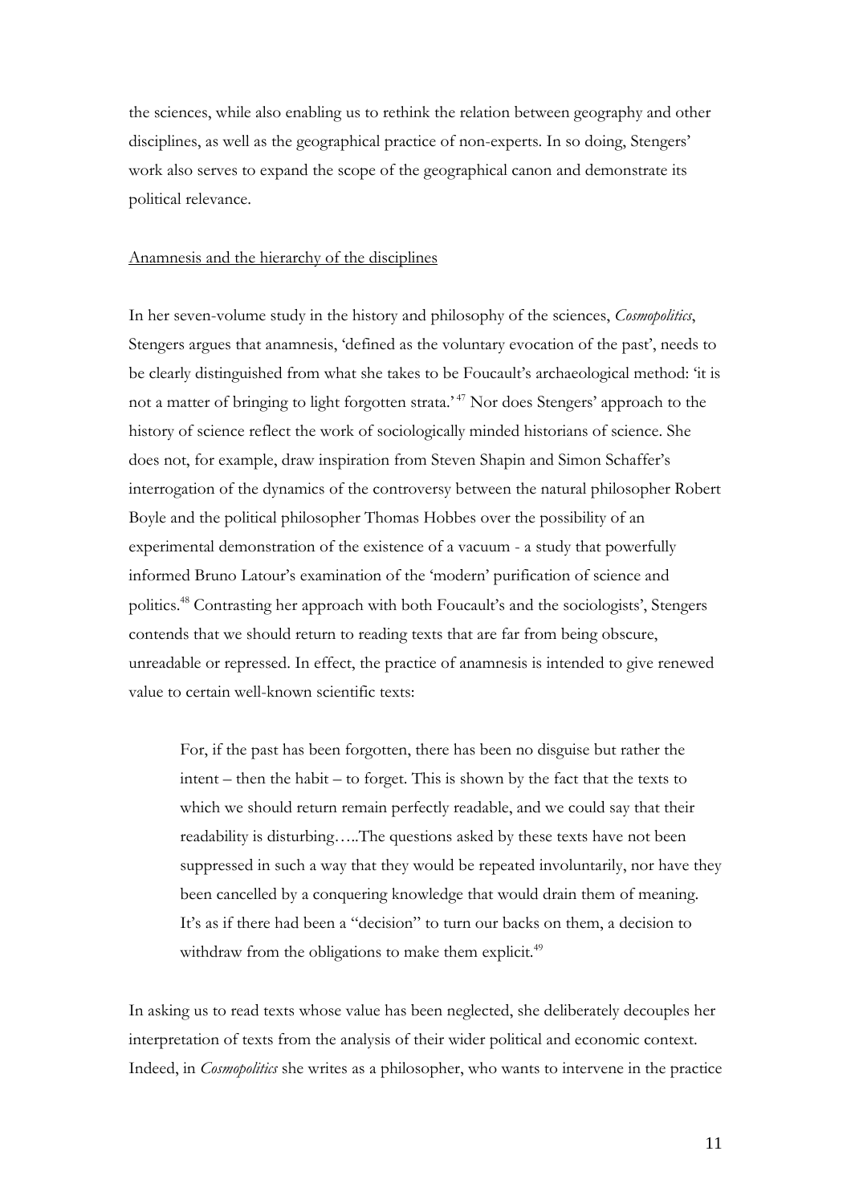the sciences, while also enabling us to rethink the relation between geography and other disciplines, as well as the geographical practice of non-experts. In so doing, Stengers' work also serves to expand the scope of the geographical canon and demonstrate its political relevance.

<u>Anamnesis and the hierarchy of the disciplines</u>

In her seven-volume study in the history and philosophy of the sciences, *Cosmopolitics*, Stengers argues that anamnesis, 'defined as the voluntary evocation of the past', needs to be clearly distinguished from what she takes to be Foucault's archaeological method: 'it is not a matter of bringing to light forgotten strata.'[47] Nor does Stengers' approach to the history of science reflect the work of sociologically minded historians of science. She does not, for example, draw inspiration from Steven Shapin and Simon Schaffer's interrogation of the dynamics of the controversy between the natural philosopher Robert Boyle and the political philosopher Thomas Hobbes over the possibility of an experimental demonstration of the existence of a vacuum - a study that powerfully informed Bruno Latour's examination of the 'modern' purification of science and politics.[48] Contrasting her approach with both Foucault's and the sociologists', Stengers contends that we should return to reading texts that are far from being obscure, unreadable or repressed. In effect, the practice of anamnesis is intended to give renewed value to certain well-known scientific texts:

> For, if the past has been forgotten, there has been no disguise but rather the intent – then the habit – to forget. This is shown by the fact that the texts to which we should return remain perfectly readable, and we could say that their readability is disturbing…..The questions asked by these texts have not been suppressed in such a way that they would be repeated involuntarily, nor have they been cancelled by a conquering knowledge that would drain them of meaning. It's as if there had been a "decision" to turn our backs on them, a decision to withdraw from the obligations to make them explicit.[49]

In asking us to read texts whose value has been neglected, she deliberately decouples her interpretation of texts from the analysis of their wider political and economic context. Indeed, in *Cosmopolitics* she writes as a philosopher, who wants to intervene in the practice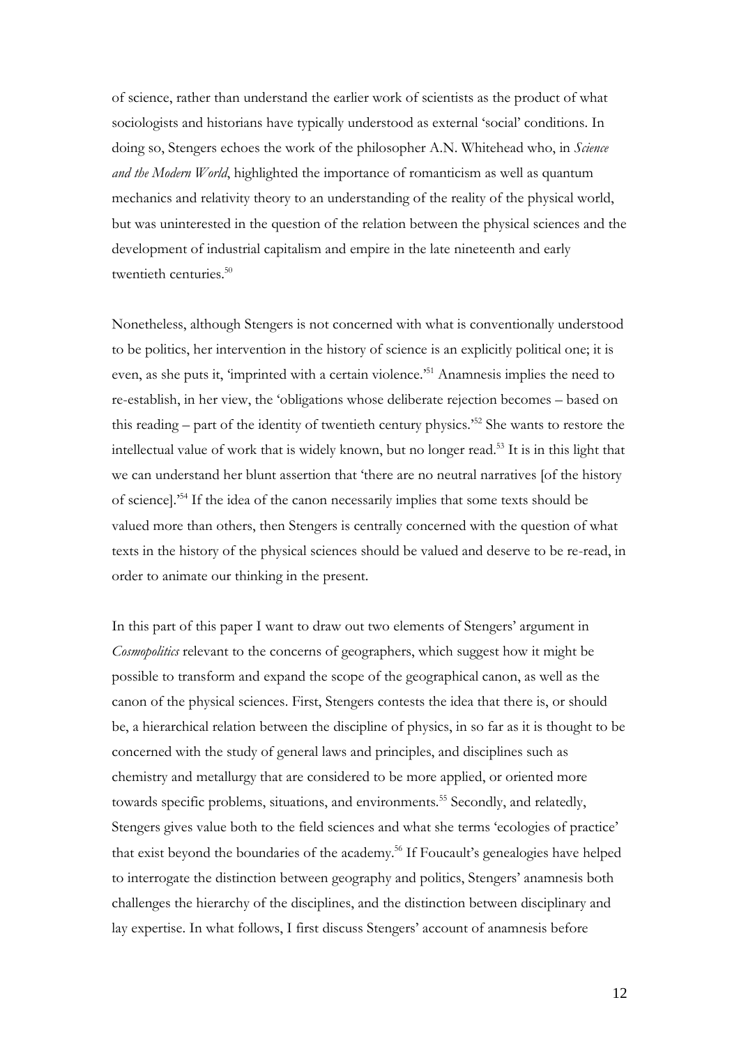of science, rather than understand the earlier work of scientists as the product of what sociologists and historians have typically understood as external 'social' conditions. In doing so, Stengers echoes the work of the philosopher A.N. Whitehead who, in *Science and the Modern World*, highlighted the importance of romanticism as well as quantum mechanics and relativity theory to an understanding of the reality of the physical world, but was uninterested in the question of the relation between the physical sciences and the development of industrial capitalism and empire in the late nineteenth and early twentieth centuries.[50]

Nonetheless, although Stengers is not concerned with what is conventionally understood to be politics, her intervention in the history of science is an explicitly political one; it is even, as she puts it, 'imprinted with a certain violence.'[51] Anamnesis implies the need to re-establish, in her view, the 'obligations whose deliberate rejection becomes – based on this reading – part of the identity of twentieth century physics.'[52] She wants to restore the intellectual value of work that is widely known, but no longer read.[53] It is in this light that we can understand her blunt assertion that 'there are no neutral narratives [of the history of science].'[54] If the idea of the canon necessarily implies that some texts should be valued more than others, then Stengers is centrally concerned with the question of what texts in the history of the physical sciences should be valued and deserve to be re-read, in order to animate our thinking in the present.

In this part of this paper I want to draw out two elements of Stengers' argument in *Cosmopolitics* relevant to the concerns of geographers, which suggest how it might be possible to transform and expand the scope of the geographical canon, as well as the canon of the physical sciences. First, Stengers contests the idea that there is, or should be, a hierarchical relation between the discipline of physics, in so far as it is thought to be concerned with the study of general laws and principles, and disciplines such as chemistry and metallurgy that are considered to be more applied, or oriented more towards specific problems, situations, and environments.[55] Secondly, and relatedly, Stengers gives value both to the field sciences and what she terms 'ecologies of practice' that exist beyond the boundaries of the academy.[56] If Foucault's genealogies have helped to interrogate the distinction between geography and politics, Stengers' anamnesis both challenges the hierarchy of the disciplines, and the distinction between disciplinary and lay expertise. In what follows, I first discuss Stengers' account of anamnesis before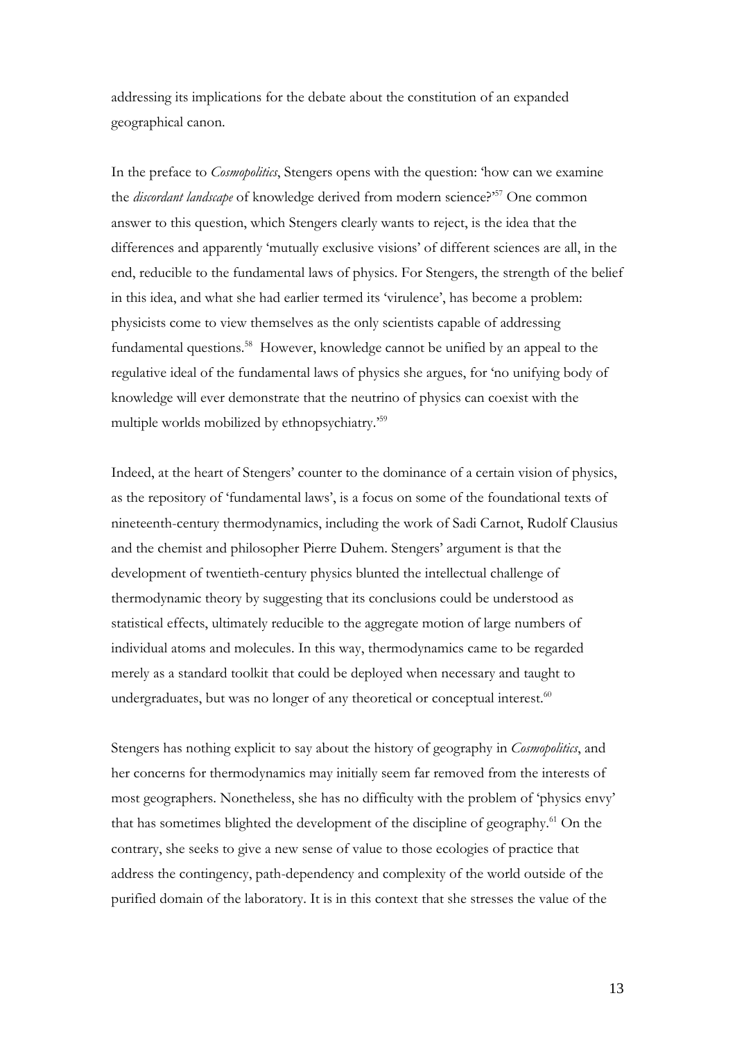addressing its implications for the debate about the constitution of an expanded geographical canon.

In the preface to *Cosmopolitics*, Stengers opens with the question: 'how can we examine the *discordant landscape* of knowledge derived from modern science?'[57] One common answer to this question, which Stengers clearly wants to reject, is the idea that the differences and apparently 'mutually exclusive visions' of different sciences are all, in the end, reducible to the fundamental laws of physics. For Stengers, the strength of the belief in this idea, and what she had earlier termed its 'virulence', has become a problem: physicists come to view themselves as the only scientists capable of addressing fundamental questions.[58] However, knowledge cannot be unified by an appeal to the regulative ideal of the fundamental laws of physics she argues, for 'no unifying body of knowledge will ever demonstrate that the neutrino of physics can coexist with the multiple worlds mobilized by ethnopsychiatry.'[59]

Indeed, at the heart of Stengers' counter to the dominance of a certain vision of physics, as the repository of 'fundamental laws', is a focus on some of the foundational texts of nineteenth-century thermodynamics, including the work of Sadi Carnot, Rudolf Clausius and the chemist and philosopher Pierre Duhem. Stengers' argument is that the development of twentieth-century physics blunted the intellectual challenge of thermodynamic theory by suggesting that its conclusions could be understood as statistical effects, ultimately reducible to the aggregate motion of large numbers of individual atoms and molecules. In this way, thermodynamics came to be regarded merely as a standard toolkit that could be deployed when necessary and taught to undergraduates, but was no longer of any theoretical or conceptual interest.[60]

Stengers has nothing explicit to say about the history of geography in *Cosmopolitics*, and her concerns for thermodynamics may initially seem far removed from the interests of most geographers. Nonetheless, she has no difficulty with the problem of 'physics envy' that has sometimes blighted the development of the discipline of geography.[61] On the contrary, she seeks to give a new sense of value to those ecologies of practice that address the contingency, path-dependency and complexity of the world outside of the purified domain of the laboratory. It is in this context that she stresses the value of the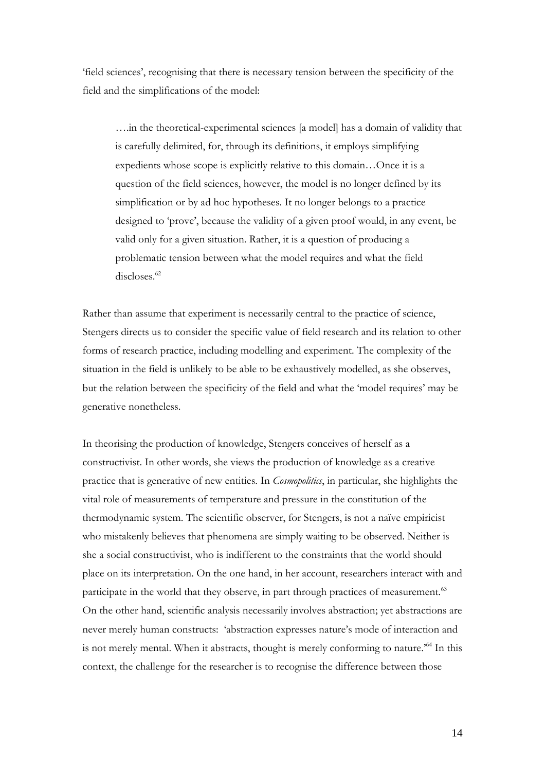'field sciences', recognising that there is necessary tension between the specificity of the field and the simplifications of the model:

> ….in the theoretical-experimental sciences [a model] has a domain of validity that is carefully delimited, for, through its definitions, it employs simplifying expedients whose scope is explicitly relative to this domain…Once it is a question of the field sciences, however, the model is no longer defined by its simplification or by ad hoc hypotheses. It no longer belongs to a practice designed to 'prove', because the validity of a given proof would, in any event, be valid only for a given situation. Rather, it is a question of producing a problematic tension between what the model requires and what the field discloses.[62]

Rather than assume that experiment is necessarily central to the practice of science, Stengers directs us to consider the specific value of field research and its relation to other forms of research practice, including modelling and experiment. The complexity of the situation in the field is unlikely to be able to be exhaustively modelled, as she observes, but the relation between the specificity of the field and what the 'model requires' may be generative nonetheless.

In theorising the production of knowledge, Stengers conceives of herself as a constructivist. In other words, she views the production of knowledge as a creative practice that is generative of new entities. In *Cosmopolitics*, in particular, she highlights the vital role of measurements of temperature and pressure in the constitution of the thermodynamic system. The scientific observer, for Stengers, is not a naïve empiricist who mistakenly believes that phenomena are simply waiting to be observed. Neither is she a social constructivist, who is indifferent to the constraints that the world should place on its interpretation. On the one hand, in her account, researchers interact with and participate in the world that they observe, in part through practices of measurement.[63] On the other hand, scientific analysis necessarily involves abstraction; yet abstractions are never merely human constructs: 'abstraction expresses nature's mode of interaction and is not merely mental. When it abstracts, thought is merely conforming to nature.'[64] In this context, the challenge for the researcher is to recognise the difference between those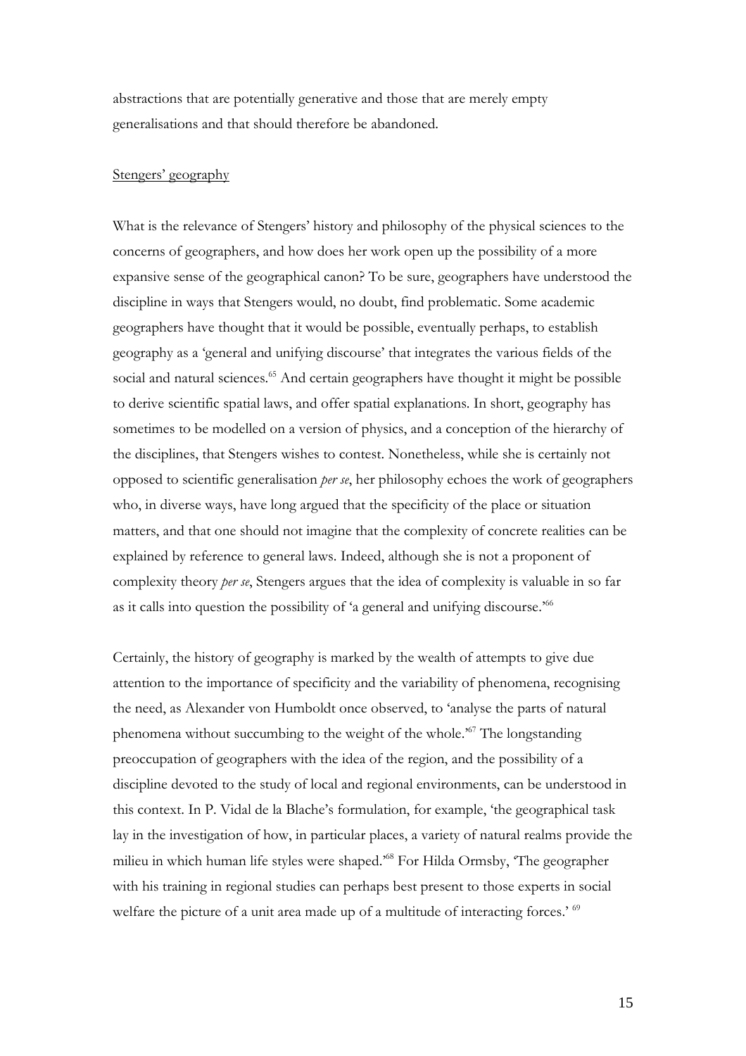abstractions that are potentially generative and those that are merely empty generalisations and that should therefore be abandoned.

## Stengers' geography

What is the relevance of Stengers' history and philosophy of the physical sciences to the concerns of geographers, and how does her work open up the possibility of a more expansive sense of the geographical canon? To be sure, geographers have understood the discipline in ways that Stengers would, no doubt, find problematic. Some academic geographers have thought that it would be possible, eventually perhaps, to establish geography as a 'general and unifying discourse' that integrates the various fields of the social and natural sciences.[65] And certain geographers have thought it might be possible to derive scientific spatial laws, and offer spatial explanations. In short, geography has sometimes to be modelled on a version of physics, and a conception of the hierarchy of the disciplines, that Stengers wishes to contest. Nonetheless, while she is certainly not opposed to scientific generalisation *per se*, her philosophy echoes the work of geographers who, in diverse ways, have long argued that the specificity of the place or situation matters, and that one should not imagine that the complexity of concrete realities can be explained by reference to general laws. Indeed, although she is not a proponent of complexity theory *per se*, Stengers argues that the idea of complexity is valuable in so far as it calls into question the possibility of 'a general and unifying discourse.'[66]

Certainly, the history of geography is marked by the wealth of attempts to give due attention to the importance of specificity and the variability of phenomena, recognising the need, as Alexander von Humboldt once observed, to 'analyse the parts of natural phenomena without succumbing to the weight of the whole.'[67] The longstanding preoccupation of geographers with the idea of the region, and the possibility of a discipline devoted to the study of local and regional environments, can be understood in this context. In P. Vidal de la Blache's formulation, for example, 'the geographical task lay in the investigation of how, in particular places, a variety of natural realms provide the milieu in which human life styles were shaped.'[68] For Hilda Ormsby, 'The geographer with his training in regional studies can perhaps best present to those experts in social welfare the picture of a unit area made up of a multitude of interacting forces.' [69]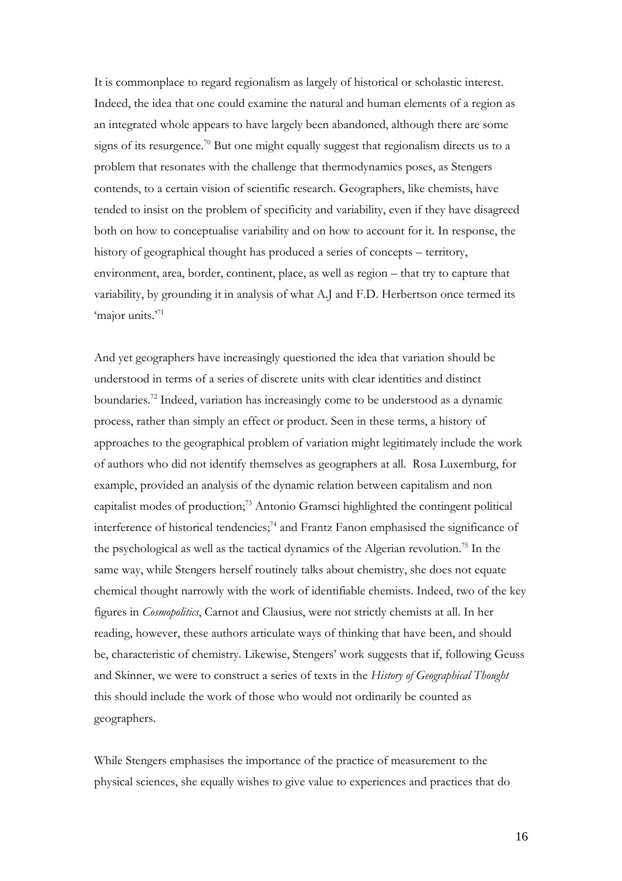It is commonplace to regard regionalism as largely of historical or scholastic interest. Indeed, the idea that one could examine the natural and human elements of a region as an integrated whole appears to have largely been abandoned, although there are some signs of its resurgence.[70] But one might equally suggest that regionalism directs us to a problem that resonates with the challenge that thermodynamics poses, as Stengers contends, to a certain vision of scientific research. Geographers, like chemists, have tended to insist on the problem of specificity and variability, even if they have disagreed both on how to conceptualise variability and on how to account for it. In response, the history of geographical thought has produced a series of concepts – territory, environment, area, border, continent, place, as well as region – that try to capture that variability, by grounding it in analysis of what A.J and F.D. Herbertson once termed its 'major units.'[71]

And yet geographers have increasingly questioned the idea that variation should be understood in terms of a series of discrete units with clear identities and distinct boundaries.[72] Indeed, variation has increasingly come to be understood as a dynamic process, rather than simply an effect or product. Seen in these terms, a history of approaches to the geographical problem of variation might legitimately include the work of authors who did not identify themselves as geographers at all. Rosa Luxemburg, for example, provided an analysis of the dynamic relation between capitalism and non capitalist modes of production;[73] Antonio Gramsci highlighted the contingent political interference of historical tendencies;[74] and Frantz Fanon emphasised the significance of the psychological as well as the tactical dynamics of the Algerian revolution.[75] In the same way, while Stengers herself routinely talks about chemistry, she does not equate chemical thought narrowly with the work of identifiable chemists. Indeed, two of the key figures in *Cosmopolitics*, Carnot and Clausius, were not strictly chemists at all. In her reading, however, these authors articulate ways of thinking that have been, and should be, characteristic of chemistry. Likewise, Stengers' work suggests that if, following Geuss and Skinner, we were to construct a series of texts in the *History of Geographical Thought* this should include the work of those who would not ordinarily be counted as geographers.

While Stengers emphasises the importance of the practice of measurement to the physical sciences, she equally wishes to give value to experiences and practices that do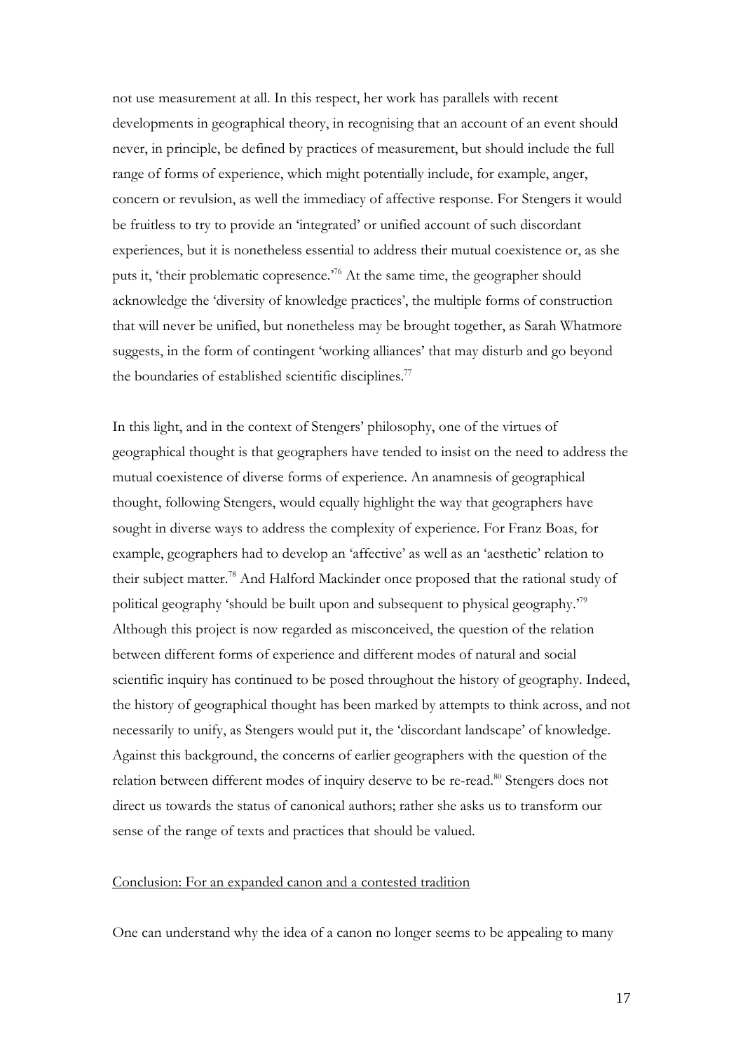not use measurement at all. In this respect, her work has parallels with recent developments in geographical theory, in recognising that an account of an event should never, in principle, be defined by practices of measurement, but should include the full range of forms of experience, which might potentially include, for example, anger, concern or revulsion, as well the immediacy of affective response. For Stengers it would be fruitless to try to provide an 'integrated' or unified account of such discordant experiences, but it is nonetheless essential to address their mutual coexistence or, as she puts it, 'their problematic copresence.'[76] At the same time, the geographer should acknowledge the 'diversity of knowledge practices', the multiple forms of construction that will never be unified, but nonetheless may be brought together, as Sarah Whatmore suggests, in the form of contingent 'working alliances' that may disturb and go beyond the boundaries of established scientific disciplines.[77]

In this light, and in the context of Stengers' philosophy, one of the virtues of geographical thought is that geographers have tended to insist on the need to address the mutual coexistence of diverse forms of experience. An anamnesis of geographical thought, following Stengers, would equally highlight the way that geographers have sought in diverse ways to address the complexity of experience. For Franz Boas, for example, geographers had to develop an 'affective' as well as an 'aesthetic' relation to their subject matter.[78] And Halford Mackinder once proposed that the rational study of political geography 'should be built upon and subsequent to physical geography.'[79] Although this project is now regarded as misconceived, the question of the relation between different forms of experience and different modes of natural and social scientific inquiry has continued to be posed throughout the history of geography. Indeed, the history of geographical thought has been marked by attempts to think across, and not necessarily to unify, as Stengers would put it, the 'discordant landscape' of knowledge. Against this background, the concerns of earlier geographers with the question of the relation between different modes of inquiry deserve to be re-read.[80] Stengers does not direct us towards the status of canonical authors; rather she asks us to transform our sense of the range of texts and practices that should be valued.

## Conclusion: For an expanded canon and a contested tradition

One can understand why the idea of a canon no longer seems to be appealing to many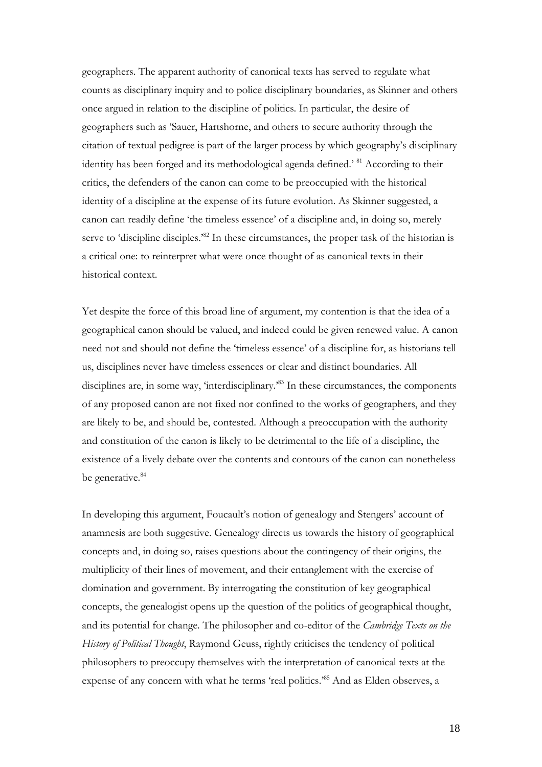geographers. The apparent authority of canonical texts has served to regulate what counts as disciplinary inquiry and to police disciplinary boundaries, as Skinner and others once argued in relation to the discipline of politics. In particular, the desire of geographers such as 'Sauer, Hartshorne, and others to secure authority through the citation of textual pedigree is part of the larger process by which geography's disciplinary identity has been forged and its methodological agenda defined.' [81] According to their critics, the defenders of the canon can come to be preoccupied with the historical identity of a discipline at the expense of its future evolution. As Skinner suggested, a canon can readily define 'the timeless essence' of a discipline and, in doing so, merely serve to 'discipline disciples.'[82] In these circumstances, the proper task of the historian is a critical one: to reinterpret what were once thought of as canonical texts in their historical context.

Yet despite the force of this broad line of argument, my contention is that the idea of a geographical canon should be valued, and indeed could be given renewed value. A canon need not and should not define the 'timeless essence' of a discipline for, as historians tell us, disciplines never have timeless essences or clear and distinct boundaries. All disciplines are, in some way, 'interdisciplinary.'[83] In these circumstances, the components of any proposed canon are not fixed nor confined to the works of geographers, and they are likely to be, and should be, contested. Although a preoccupation with the authority and constitution of the canon is likely to be detrimental to the life of a discipline, the existence of a lively debate over the contents and contours of the canon can nonetheless be generative.[84]

In developing this argument, Foucault's notion of genealogy and Stengers' account of anamnesis are both suggestive. Genealogy directs us towards the history of geographical concepts and, in doing so, raises questions about the contingency of their origins, the multiplicity of their lines of movement, and their entanglement with the exercise of domination and government. By interrogating the constitution of key geographical concepts, the genealogist opens up the question of the politics of geographical thought, and its potential for change. The philosopher and co-editor of the *Cambridge Texts on the History of Political Thought*, Raymond Geuss, rightly criticises the tendency of political philosophers to preoccupy themselves with the interpretation of canonical texts at the expense of any concern with what he terms 'real politics.'[85] And as Elden observes, a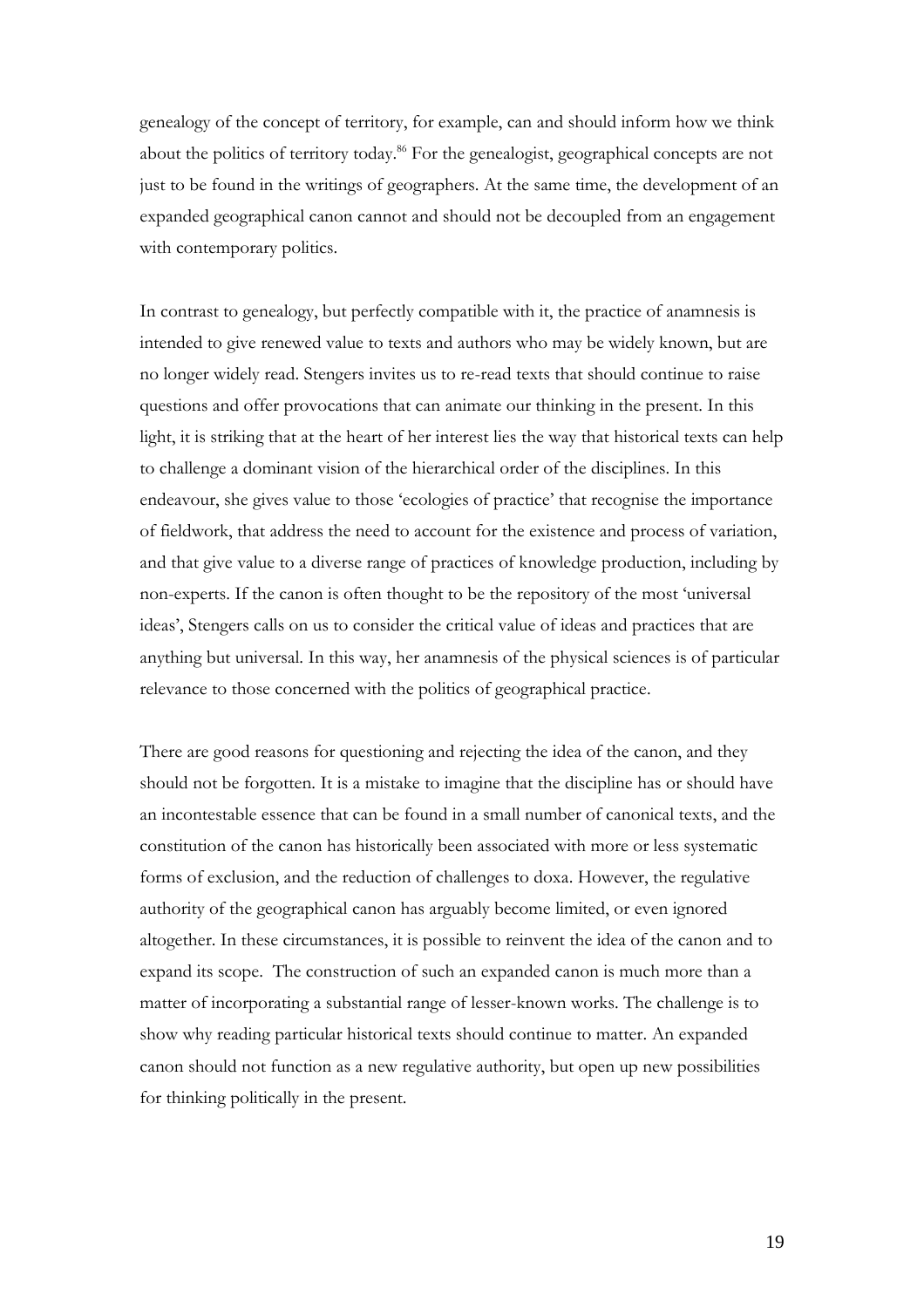genealogy of the concept of territory, for example, can and should inform how we think about the politics of territory today.[86] For the genealogist, geographical concepts are not just to be found in the writings of geographers. At the same time, the development of an expanded geographical canon cannot and should not be decoupled from an engagement with contemporary politics.

In contrast to genealogy, but perfectly compatible with it, the practice of anamnesis is intended to give renewed value to texts and authors who may be widely known, but are no longer widely read. Stengers invites us to re-read texts that should continue to raise questions and offer provocations that can animate our thinking in the present. In this light, it is striking that at the heart of her interest lies the way that historical texts can help to challenge a dominant vision of the hierarchical order of the disciplines. In this endeavour, she gives value to those 'ecologies of practice' that recognise the importance of fieldwork, that address the need to account for the existence and process of variation, and that give value to a diverse range of practices of knowledge production, including by non-experts. If the canon is often thought to be the repository of the most 'universal ideas', Stengers calls on us to consider the critical value of ideas and practices that are anything but universal. In this way, her anamnesis of the physical sciences is of particular relevance to those concerned with the politics of geographical practice.

There are good reasons for questioning and rejecting the idea of the canon, and they should not be forgotten. It is a mistake to imagine that the discipline has or should have an incontestable essence that can be found in a small number of canonical texts, and the constitution of the canon has historically been associated with more or less systematic forms of exclusion, and the reduction of challenges to doxa. However, the regulative authority of the geographical canon has arguably become limited, or even ignored altogether. In these circumstances, it is possible to reinvent the idea of the canon and to expand its scope. The construction of such an expanded canon is much more than a matter of incorporating a substantial range of lesser-known works. The challenge is to show why reading particular historical texts should continue to matter. An expanded canon should not function as a new regulative authority, but open up new possibilities for thinking politically in the present.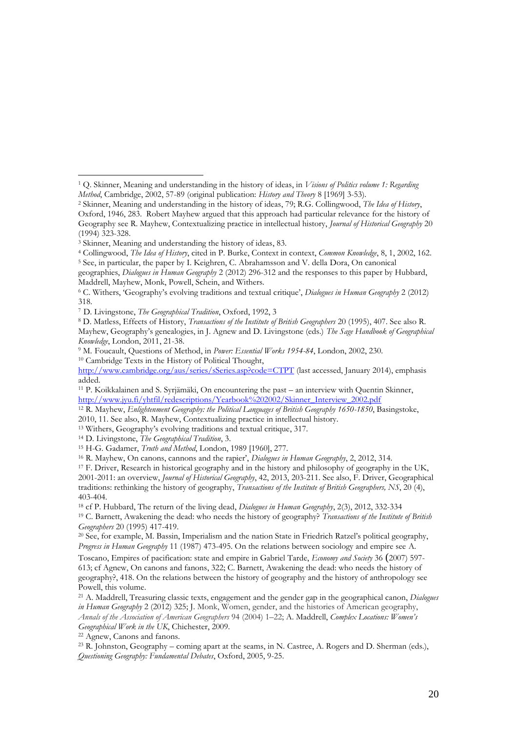[1] Q. Skinner, Meaning and understanding in the history of ideas, in *Visions of Politics volume 1: Regarding Method*, Cambridge, 2002, 57-89 (original publication: *History and Theory* 8 [1969] 3-53).

[2] Skinner, Meaning and understanding in the history of ideas, 79; R.G. Collingwood, *The Idea of History*, Oxford, 1946, 283. Robert Mayhew argued that this approach had particular relevance for the history of Geography see R. Mayhew, Contextualizing practice in intellectual history, *Journal of Historical Geography* 20 (1994) 323-328.

[3] Skinner, Meaning and understanding the history of ideas, 83.

[4] Collingwood, *The Idea of History*, cited in P. Burke, Context in context, *Common Knowledge*, 8, 1, 2002, 162.

[5] See, in particular, the paper by I. Keighren, C. Abrahamsson and V. della Dora, On canonical geographies, *Dialogues in Human Geography* 2 (2012) 296-312 and the responses to this paper by Hubbard, Maddrell, Mayhew, Monk, Powell, Schein, and Withers.

[6] C. Withers, 'Geography's evolving traditions and textual critique', *Dialogues in Human Geography* 2 (2012) 318.

[7] D. Livingstone, *The Geographical Tradition*, Oxford, 1992, 3

[8] D. Matless, Effects of History, *Transactions of the Institute of British Geographers* 20 (1995), 407. See also R. Mayhew, Geography's genealogies, in J. Agnew and D. Livingstone (eds.) *The Sage Handbook of Geographical Knowledge*, London, 2011, 21-38.

[9] M. Foucault, Questions of Method, in *Power: Essential Works 1954-84*, London, 2002, 230.

[10] Cambridge Texts in the History of Political Thought, http://www.cambridge.org/aus/series/sSeries.asp?code=CTPT (last accessed, January 2014), emphasis added.

[11] P. Koikkalainen and S. Syrjämäki, On encountering the past – an interview with Quentin Skinner, http://www.jyu.fi/yhtfil/redescriptions/Yearbook%202002/Skinner_Interview_2002.pdf

[12] R. Mayhew, *Enlightenment Geography: the Political Languages of British Geography 1650-1850*, Basingstoke, 2010, 11. See also, R. Mayhew, Contextualizing practice in intellectual history.

[13] Withers, Geography's evolving traditions and textual critique, 317.

[14] D. Livingstone, *The Geographical Tradition*, 3.

[15] H-G. Gadamer, *Truth and Method*, London, 1989 [1960], 277.

[16] R. Mayhew, On canons, cannons and the rapier', *Dialogues in Human Geography*, 2, 2012, 314.

[17] F. Driver, Research in historical geography and in the history and philosophy of geography in the UK, 2001-2011: an overview, *Journal of Historical Geography*, 42, 2013, 203-211. See also, F. Driver, Geographical traditions: rethinking the history of geography, *Transactions of the Institute of British Geographers, NS*, 20 (4), 403-404.

[18] cf P. Hubbard, The return of the living dead, *Dialogues in Human Geography*, 2(3), 2012, 332-334

[19] C. Barnett, Awakening the dead: who needs the history of geography? *Transactions of the Institute of British Geographers* 20 (1995) 417-419.

[20] See, for example, M. Bassin, Imperialism and the nation State in Friedrich Ratzel's political geography, *Progress in Human Geography* 11 (1987) 473-495. On the relations between sociology and empire see A. Toscano, Empires of pacification: state and empire in Gabriel Tarde, *Economy and Society* 36 (2007) 597-613; cf Agnew, On canons and fanons, 322; C. Barnett, Awakening the dead: who needs the history of geography?, 418. On the relations between the history of geography and the history of anthropology see Powell, this volume.

[21] A. Maddrell, Treasuring classic texts, engagement and the gender gap in the geographical canon, *Dialogues in Human Geography* 2 (2012) 325; J. Monk, Women, gender, and the histories of American geography, *Annals of the Association of American Geographers* 94 (2004) 1–22; A. Maddrell, *Complex Locations: Women's Geographical Work in the UK*, Chichester, 2009.

[22] Agnew, Canons and fanons.

[23] R. Johnston, Geography – coming apart at the seams, in N. Castree, A. Rogers and D. Sherman (eds.), *Questioning Geography: Fundamental Debates*, Oxford, 2005, 9-25.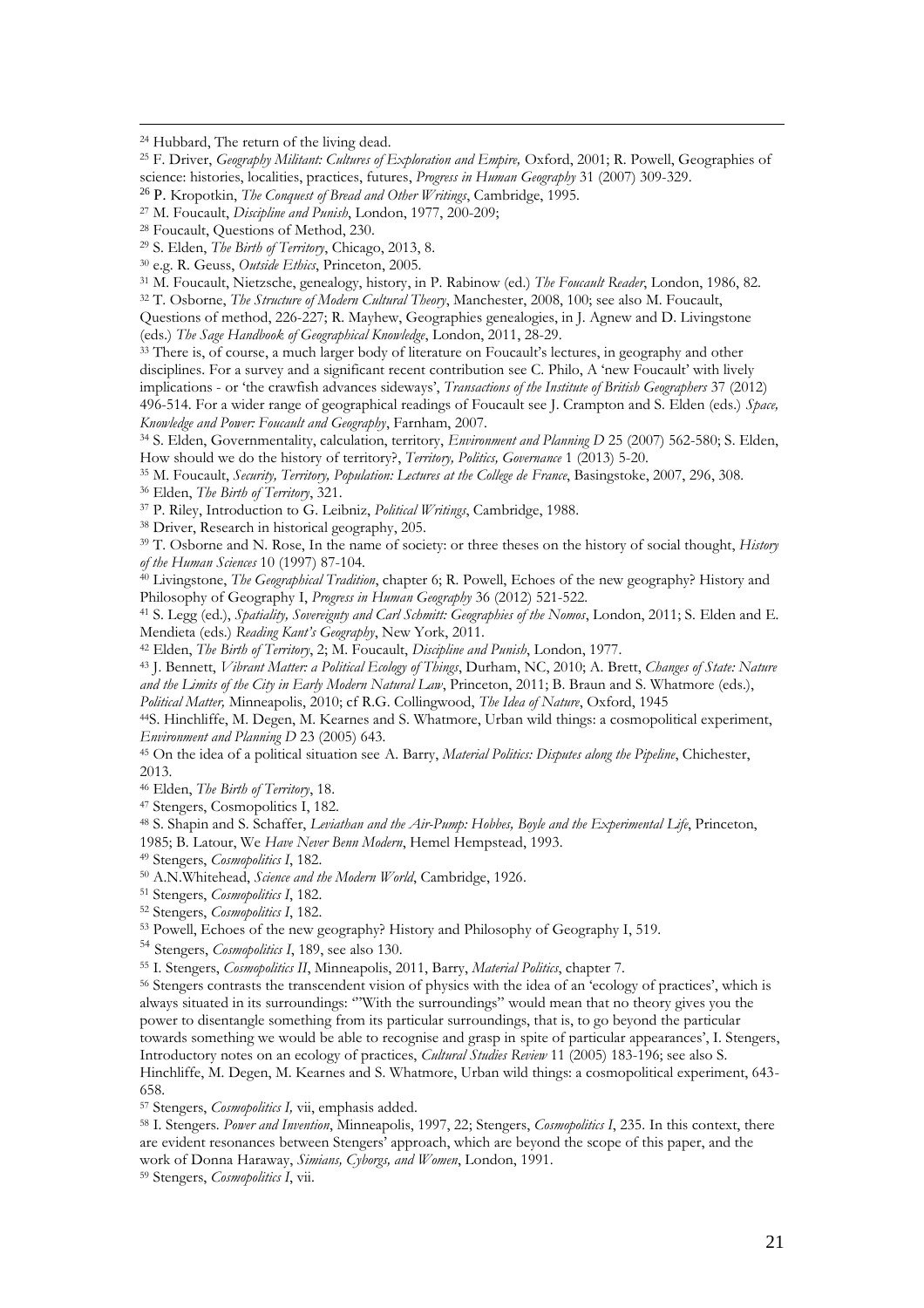[24] Hubbard, The return of the living dead.

[25] F. Driver, *Geography Militant: Cultures of Exploration and Empire,* Oxford, 2001; R. Powell, Geographies of science: histories, localities, practices, futures, *Progress in Human Geography* 31 (2007) 309-329.

[26] P. Kropotkin, *The Conquest of Bread and Other Writings*, Cambridge, 1995.

[27] M. Foucault, *Discipline and Punish*, London, 1977, 200-209;

[28] Foucault, Questions of Method, 230.

[29] S. Elden, *The Birth of Territory*, Chicago, 2013, 8.

[30] e.g. R. Geuss, *Outside Ethics*, Princeton, 2005.

[31] M. Foucault, Nietzsche, genealogy, history, in P. Rabinow (ed.) *The Foucault Reader*, London, 1986, 82.

[32] T. Osborne, *The Structure of Modern Cultural Theory*, Manchester, 2008, 100; see also M. Foucault, Questions of method, 226-227; R. Mayhew, Geographies genealogies, in J. Agnew and D. Livingstone (eds.) *The Sage Handbook of Geographical Knowledge*, London, 2011, 28-29.

[33] There is, of course, a much larger body of literature on Foucault's lectures, in geography and other disciplines. For a survey and a significant recent contribution see C. Philo, A 'new Foucault' with lively implications - or 'the crawfish advances sideways', *Transactions of the Institute of British Geographers* 37 (2012) 496-514. For a wider range of geographical readings of Foucault see J. Crampton and S. Elden (eds.) *Space, Knowledge and Power: Foucault and Geography*, Farnham, 2007.

[34] S. Elden, Governmentality, calculation, territory, *Environment and Planning D* 25 (2007) 562-580; S. Elden, How should we do the history of territory?, *Territory, Politics, Governance* 1 (2013) 5-20.

[35] M. Foucault, *Security, Territory, Population: Lectures at the College de France*, Basingstoke, 2007, 296, 308.

[36] Elden, *The Birth of Territory*, 321.

[37] P. Riley, Introduction to G. Leibniz, *Political Writings*, Cambridge, 1988.

[38] Driver, Research in historical geography, 205.

[39] T. Osborne and N. Rose, In the name of society: or three theses on the history of social thought, *History of the Human Sciences* 10 (1997) 87-104.

[40] Livingstone, *The Geographical Tradition*, chapter 6; R. Powell, Echoes of the new geography? History and Philosophy of Geography I, *Progress in Human Geography* 36 (2012) 521-522.

[41] S. Legg (ed.), *Spatiality, Sovereignty and Carl Schmitt: Geographies of the Nomos*, London, 2011; S. Elden and E. Mendieta (eds.) *Reading Kant's Geography*, New York, 2011.

[42] Elden, *The Birth of Territory*, 2; M. Foucault, *Discipline and Punish*, London, 1977.

[43] J. Bennett, *Vibrant Matter: a Political Ecology of Things*, Durham, NC, 2010; A. Brett, *Changes of State: Nature and the Limits of the City in Early Modern Natural Law*, Princeton, 2011; B. Braun and S. Whatmore (eds.), *Political Matter,* Minneapolis, 2010; cf R.G. Collingwood, *The Idea of Nature*, Oxford, 1945

[44] S. Hinchliffe, M. Degen, M. Kearnes and S. Whatmore, Urban wild things: a cosmopolitical experiment, *Environment and Planning D* 23 (2005) 643.

[45] On the idea of a political situation see A. Barry, *Material Politics: Disputes along the Pipeline*, Chichester, 2013.

[46] Elden, *The Birth of Territory*, 18.

[47] Stengers, Cosmopolitics I, 182.

[48] S. Shapin and S. Schaffer, *Leviathan and the Air-Pump: Hobbes, Boyle and the Experimental Life*, Princeton, 1985; B. Latour, We *Have Never Benn Modern*, Hemel Hempstead, 1993.

[49] Stengers, *Cosmopolitics I*, 182.

[50] A.N.Whitehead, *Science and the Modern World*, Cambridge, 1926.

[51] Stengers, *Cosmopolitics I*, 182.

[52] Stengers, *Cosmopolitics I*, 182.

[53] Powell, Echoes of the new geography? History and Philosophy of Geography I, 519.

[54] Stengers, *Cosmopolitics I*, 189, see also 130.

[55] I. Stengers, *Cosmopolitics II*, Minneapolis, 2011, Barry, *Material Politics*, chapter 7.

[56] Stengers contrasts the transcendent vision of physics with the idea of an 'ecology of practices', which is always situated in its surroundings: '"With the surroundings" would mean that no theory gives you the power to disentangle something from its particular surroundings, that is, to go beyond the particular towards something we would be able to recognise and grasp in spite of particular appearances', I. Stengers, Introductory notes on an ecology of practices, *Cultural Studies Review* 11 (2005) 183-196; see also S. Hinchliffe, M. Degen, M. Kearnes and S. Whatmore, Urban wild things: a cosmopolitical experiment, 643-658.

[57] Stengers, *Cosmopolitics I,* vii, emphasis added.

[58] I. Stengers. *Power and Invention*, Minneapolis, 1997, 22; Stengers, *Cosmopolitics I*, 235. In this context, there are evident resonances between Stengers' approach, which are beyond the scope of this paper, and the work of Donna Haraway, *Simians, Cyborgs, and Women*, London, 1991.

[59] Stengers, *Cosmopolitics I*, vii.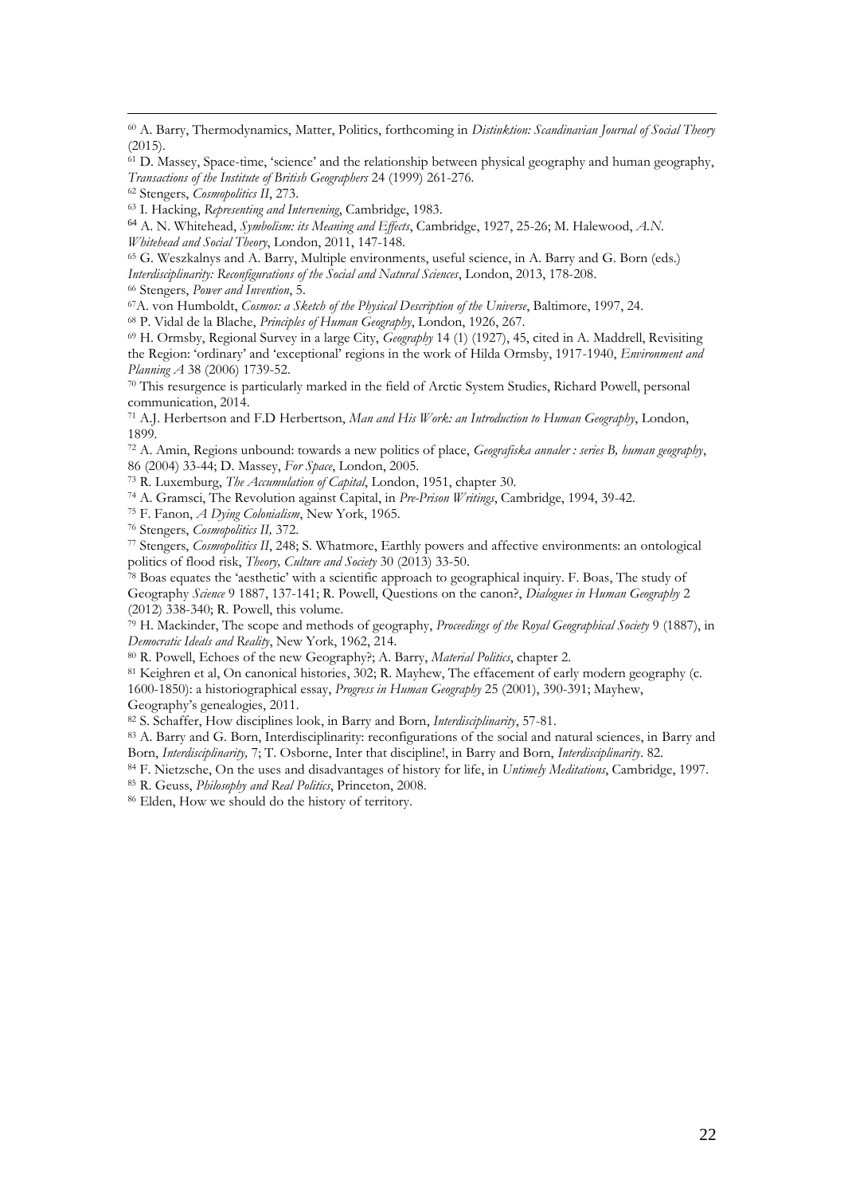[60] A. Barry, Thermodynamics, Matter, Politics, forthcoming in *Distinktion: Scandinavian Journal of Social Theory* (2015).

[61] D. Massey, Space-time, 'science' and the relationship between physical geography and human geography, *Transactions of the Institute of British Geographers* 24 (1999) 261-276.

[62] Stengers, *Cosmopolitics II*, 273.

[63] I. Hacking, *Representing and Intervening*, Cambridge, 1983.

[64] A. N. Whitehead, *Symbolism: its Meaning and Effects*, Cambridge, 1927, 25-26; M. Halewood, *A.N. Whitehead and Social Theory*, London, 2011, 147-148.

[65] G. Weszkalnys and A. Barry, Multiple environments, useful science, in A. Barry and G. Born (eds.) *Interdisciplinarity: Reconfigurations of the Social and Natural Sciences*, London, 2013, 178-208.

[66] Stengers, *Power and Invention*, 5.

[67] A. von Humboldt, *Cosmos: a Sketch of the Physical Description of the Universe*, Baltimore, 1997, 24.

[68] P. Vidal de la Blache, *Principles of Human Geography*, London, 1926, 267.

[69] H. Ormsby, Regional Survey in a large City, *Geography* 14 (1) (1927), 45, cited in A. Maddrell, Revisiting the Region: 'ordinary' and 'exceptional' regions in the work of Hilda Ormsby, 1917-1940, *Environment and Planning A* 38 (2006) 1739-52.

[70] This resurgence is particularly marked in the field of Arctic System Studies, Richard Powell, personal communication, 2014.

[71] A.J. Herbertson and F.D Herbertson, *Man and His Work: an Introduction to Human Geography*, London, 1899.

[72] A. Amin, Regions unbound: towards a new politics of place, *Geografiska annaler : series B, human geography*, 86 (2004) 33-44; D. Massey, *For Space*, London, 2005.

[73] R. Luxemburg, *The Accumulation of Capital*, London, 1951, chapter 30.

[74] A. Gramsci, The Revolution against Capital, in *Pre-Prison Writings*, Cambridge, 1994, 39-42.

[75] F. Fanon, *A Dying Colonialism*, New York, 1965.

[76] Stengers, *Cosmopolitics II,* 372.

[77] Stengers, *Cosmopolitics II*, 248; S. Whatmore, Earthly powers and affective environments: an ontological politics of flood risk, *Theory, Culture and Society* 30 (2013) 33-50.

[78] Boas equates the 'aesthetic' with a scientific approach to geographical inquiry. F. Boas, The study of Geography *Science* 9 1887, 137-141; R. Powell, Questions on the canon?, *Dialogues in Human Geography* 2 (2012) 338-340; R. Powell, this volume.

[79] H. Mackinder, The scope and methods of geography, *Proceedings of the Royal Geographical Society* 9 (1887), in *Democratic Ideals and Reality*, New York, 1962, 214.

[80] R. Powell, Echoes of the new Geography?; A. Barry, *Material Politics*, chapter 2.

[81] Keighren et al, On canonical histories, 302; R. Mayhew, The effacement of early modern geography (c. 1600-1850): a historiographical essay, *Progress in Human Geography* 25 (2001), 390-391; Mayhew, Geography's genealogies, 2011.

[82] S. Schaffer, How disciplines look, in Barry and Born, *Interdisciplinarity*, 57-81.

[83] A. Barry and G. Born, Interdisciplinarity: reconfigurations of the social and natural sciences, in Barry and Born, *Interdisciplinarity,* 7; T. Osborne, Inter that discipline!, in Barry and Born, *Interdisciplinarity*. 82.

[84] F. Nietzsche, On the uses and disadvantages of history for life, in *Untimely Meditations*, Cambridge, 1997.

[85] R. Geuss, *Philosophy and Real Politics*, Princeton, 2008.

[86] Elden, How we should do the history of territory.